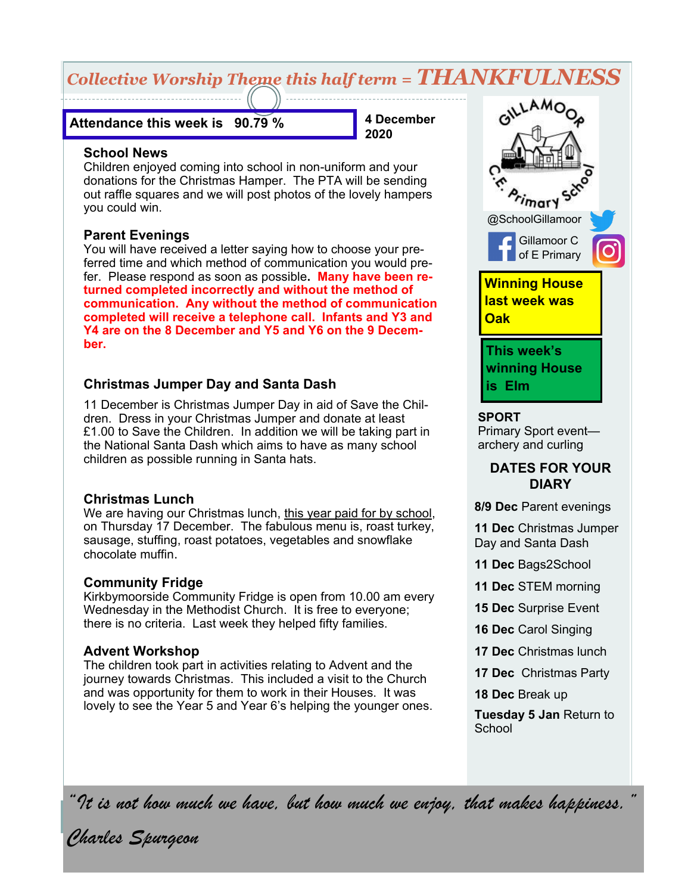# *Collective Worship Theme this half term = THANKFULNESS*

**Attendance this week is 90.79 %**

**4 December 2020**

## School News

Children enjoyed coming into school in non-uniform and your donations for the Christmas Hamper. The PTA will be sending out raffle squares and we will post photos of the lovely hampers you could win.

## Parent Evenings

You will have received a letter saying how to choose your preferred time and which method of communication you would prefer. Please respond as soon as possible. **Many have been returned completed incorrectly and without the method of communication. Any without the method of communication completed will receive a telephone call. Infants and Y3 and Y4 are on the 8 December and Y5 and Y6 on the 9 December.**

## Christmas Jumper Day and Santa Dash

11 December is Christmas Jumper Day in aid of Save the Children. Dress in your Christmas Jumper and donate at least £1.00 to Save the Children. In addition we will be taking part in the National Santa Dash which aims to have as many school children as possible running in Santa hats.

## Christmas Lunch

We are having our Christmas lunch, this year paid for by school, on Thursday 17 December. The fabulous menu is, roast turkey, sausage, stuffing, roast potatoes, vegetables and snowflake chocolate muffin.

## Community Fridge

Kirkbymoorside Community Fridge is open from 10.00 am every Wednesday in the Methodist Church. It is free to everyone; there is no criteria. Last week they helped fifty families.

## Advent Workshop

The children took part in activities relating to Advent and the journey towards Christmas. This included a visit to the Church and was opportunity for them to work in their Houses. It was lovely to see the Year 5 and Year 6's helping the younger ones.

---

Gillamoor C.E. Primary School

@SchoolGillamoor

Gillamoor C of E Primary

**Winning House last week was Oak**

**This week's winning House is Elm**

## SPORT

Primary Sport event—archery and curling

## DATES FOR YOUR DIARY

**8/9 Dec** Parent evenings

**11 Dec** Christmas Jumper Day and Santa Dash

**11 Dec** Bags2School

**11 Dec** STEM morning

**15 Dec** Surprise Event

**16 Dec** Carol Singing

**17 Dec** Christmas lunch

**17 Dec** Christmas Party

**18 Dec** Break up

**Tuesday 5 Jan** Return to School

---

*"It is not how much we have, but how much we enjoy, that makes happiness."*

*Charles Spurgeon*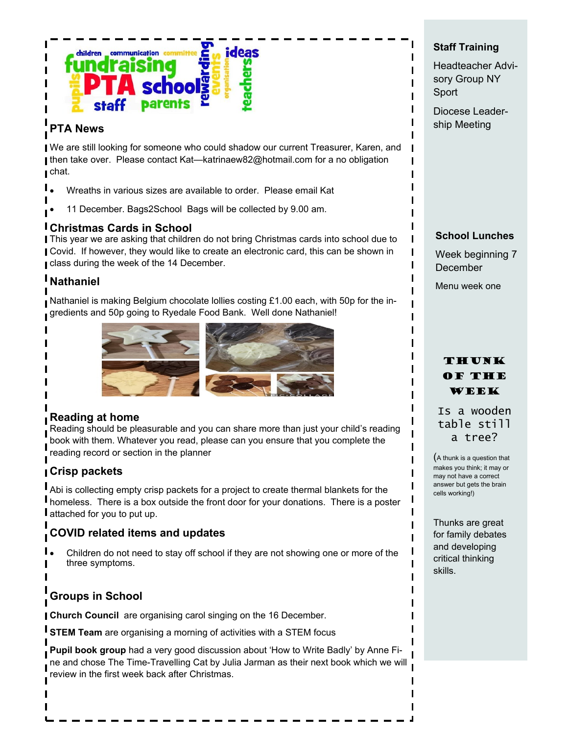## PTA News

We are still looking for someone who could shadow our current Treasurer, Karen, and then take over. Please contact Kat—katrinaew82@hotmail.com for a no obligation chat.

- Wreaths in various sizes are available to order. Please email Kat
- 11 December. Bags2School Bags will be collected by 9.00 am.

## Christmas Cards in School

This year we are asking that children do not bring Christmas cards into school due to Covid. If however, they would like to create an electronic card, this can be shown in class during the week of the 14 December.

## Nathaniel

Nathaniel is making Belgium chocolate lollies costing £1.00 each, with 50p for the ingredients and 50p going to Ryedale Food Bank. Well done Nathaniel!

## Reading at home

Reading should be pleasurable and you can share more than just your child's reading book with them. Whatever you read, please can you ensure that you complete the reading record or section in the planner

## Crisp packets

Abi is collecting empty crisp packets for a project to create thermal blankets for the homeless. There is a box outside the front door for your donations. There is a poster attached for you to put up.

## COVID related items and updates

- Children do not need to stay off school if they are not showing one or more of the three symptoms.

## Groups in School

**Church Council** are organising carol singing on the 16 December.

**STEM Team** are organising a morning of activities with a STEM focus

**Pupil book group** had a very good discussion about 'How to Write Badly' by Anne Fine and chose The Time-Travelling Cat by Julia Jarman as their next book which we will review in the first week back after Christmas.

### Staff Training

Headteacher Advisory Group NY Sport

Diocese Leadership Meeting

### School Lunches

Week beginning 7 December

Menu week one

### Thunk of the Week

Is a wooden table still a tree?

(A thunk is a question that makes you think; it may or may not have a correct answer but gets the brain cells working!)

Thunks are great for family debates and developing critical thinking skills.